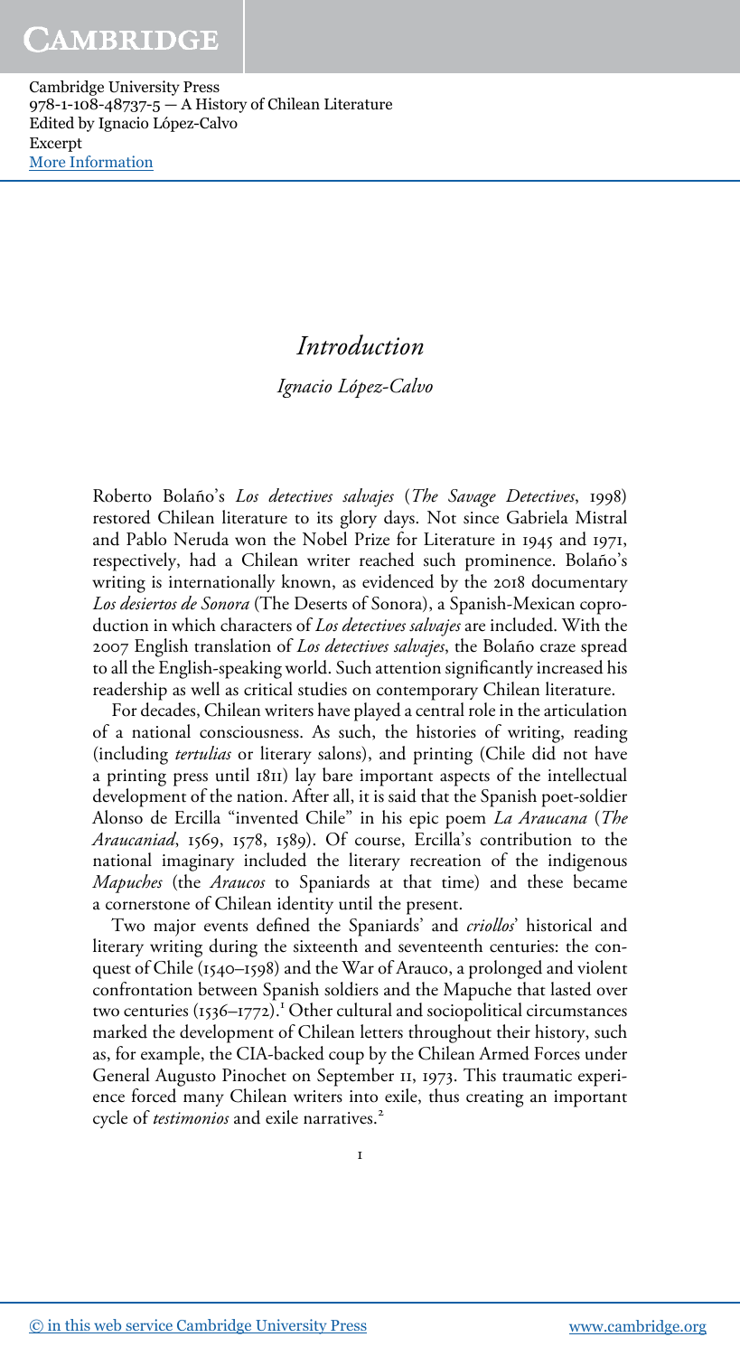# *Introduction*

*Ignacio López-Calvo*

Roberto Bolaño's *Los detectives salvajes* (*The Savage Detectives*, 1998) restored Chilean literature to its glory days. Not since Gabriela Mistral and Pablo Neruda won the Nobel Prize for Literature in 1945 and 1971, respectively, had a Chilean writer reached such prominence. Bolaño's writing is internationally known, as evidenced by the 2018 documentary *Los desiertos de Sonora* (The Deserts of Sonora), a Spanish-Mexican coproduction in which characters of *Los detectives salvajes* are included. With the 2007 English translation of *Los detectives salvajes*, the Bolaño craze spread to all the English-speaking world. Such attention significantly increased his readership as well as critical studies on contemporary Chilean literature.

For decades, Chilean writers have played a central role in the articulation of a national consciousness. As such, the histories of writing, reading (including *tertulias* or literary salons), and printing (Chile did not have a printing press until 1811) lay bare important aspects of the intellectual development of the nation. After all, it is said that the Spanish poet-soldier Alonso de Ercilla "invented Chile" in his epic poem *La Araucana* (*The Araucaniad*, 1569, 1578, 1589). Of course, Ercilla's contribution to the national imaginary included the literary recreation of the indigenous *Mapuches* (the *Araucos* to Spaniards at that time) and these became a cornerstone of Chilean identity until the present.

Two major events defined the Spaniards' and *criollos*' historical and literary writing during the sixteenth and seventeenth centuries: the conquest of Chile (1540–1598) and the War of Arauco, a prolonged and violent confrontation between Spanish soldiers and the Mapuche that lasted over two centuries (1536–1772).[1] Other cultural and sociopolitical circumstances marked the development of Chilean letters throughout their history, such as, for example, the CIA-backed coup by the Chilean Armed Forces under General Augusto Pinochet on September 11, 1973. This traumatic experience forced many Chilean writers into exile, thus creating an important cycle of *testimonios* and exile narratives.[2]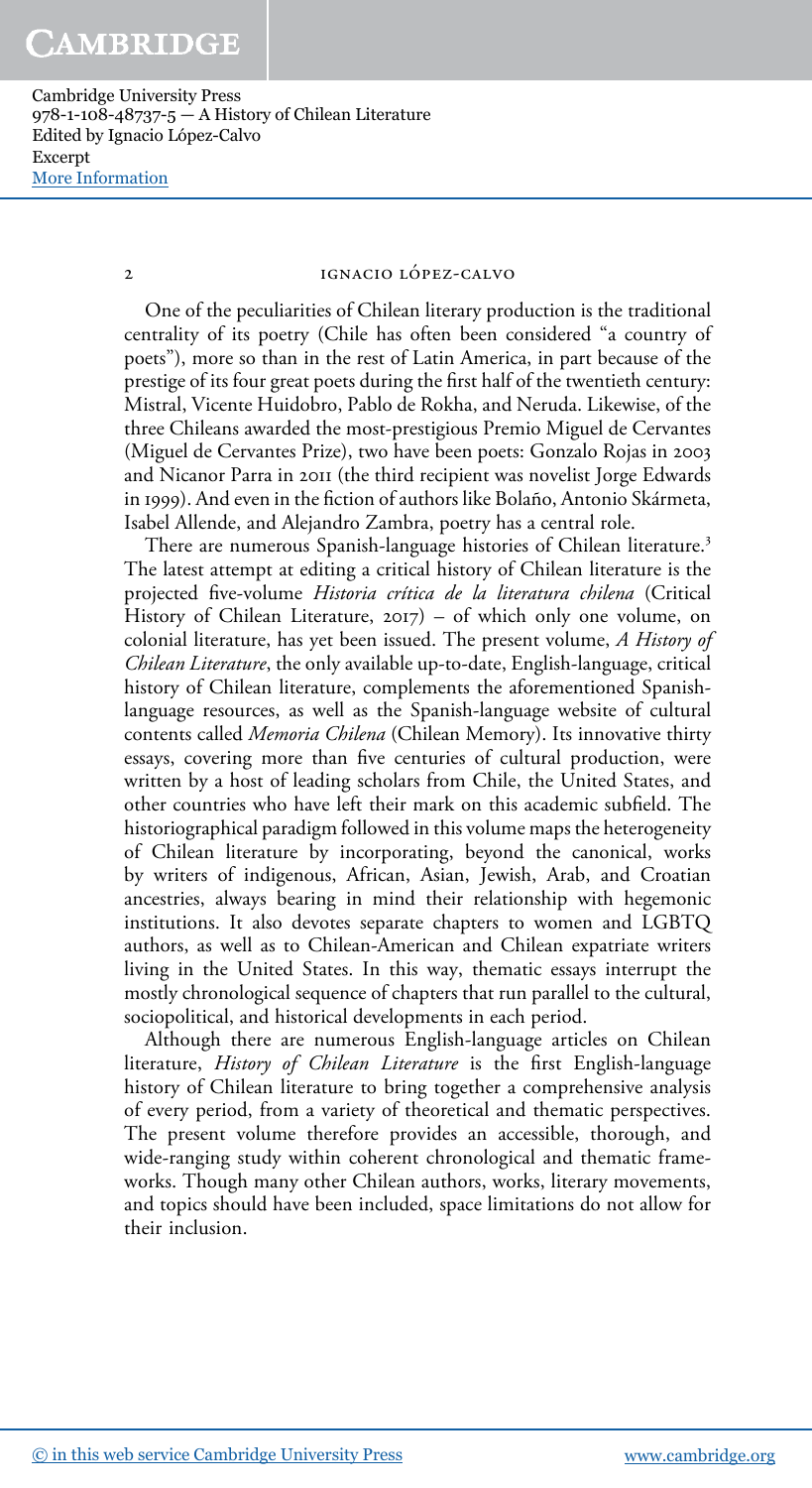One of the peculiarities of Chilean literary production is the traditional centrality of its poetry (Chile has often been considered "a country of poets"), more so than in the rest of Latin America, in part because of the prestige of its four great poets during the first half of the twentieth century: Mistral, Vicente Huidobro, Pablo de Rokha, and Neruda. Likewise, of the three Chileans awarded the most-prestigious Premio Miguel de Cervantes (Miguel de Cervantes Prize), two have been poets: Gonzalo Rojas in 2003 and Nicanor Parra in 2011 (the third recipient was novelist Jorge Edwards in 1999). And even in the fiction of authors like Bolaño, Antonio Skármeta, Isabel Allende, and Alejandro Zambra, poetry has a central role.

There are numerous Spanish-language histories of Chilean literature.[3] The latest attempt at editing a critical history of Chilean literature is the projected five-volume *Historia crítica de la literatura chilena* (Critical History of Chilean Literature, 2017) – of which only one volume, on colonial literature, has yet been issued. The present volume, *A History of Chilean Literature*, the only available up-to-date, English-language, critical history of Chilean literature, complements the aforementioned Spanish-language resources, as well as the Spanish-language website of cultural contents called *Memoria Chilena* (Chilean Memory). Its innovative thirty essays, covering more than five centuries of cultural production, were written by a host of leading scholars from Chile, the United States, and other countries who have left their mark on this academic subfield. The historiographical paradigm followed in this volume maps the heterogeneity of Chilean literature by incorporating, beyond the canonical, works by writers of indigenous, African, Asian, Jewish, Arab, and Croatian ancestries, always bearing in mind their relationship with hegemonic institutions. It also devotes separate chapters to women and LGBTQ authors, as well as to Chilean-American and Chilean expatriate writers living in the United States. In this way, thematic essays interrupt the mostly chronological sequence of chapters that run parallel to the cultural, sociopolitical, and historical developments in each period.

Although there are numerous English-language articles on Chilean literature, *History of Chilean Literature* is the first English-language history of Chilean literature to bring together a comprehensive analysis of every period, from a variety of theoretical and thematic perspectives. The present volume therefore provides an accessible, thorough, and wide-ranging study within coherent chronological and thematic frameworks. Though many other Chilean authors, works, literary movements, and topics should have been included, space limitations do not allow for their inclusion.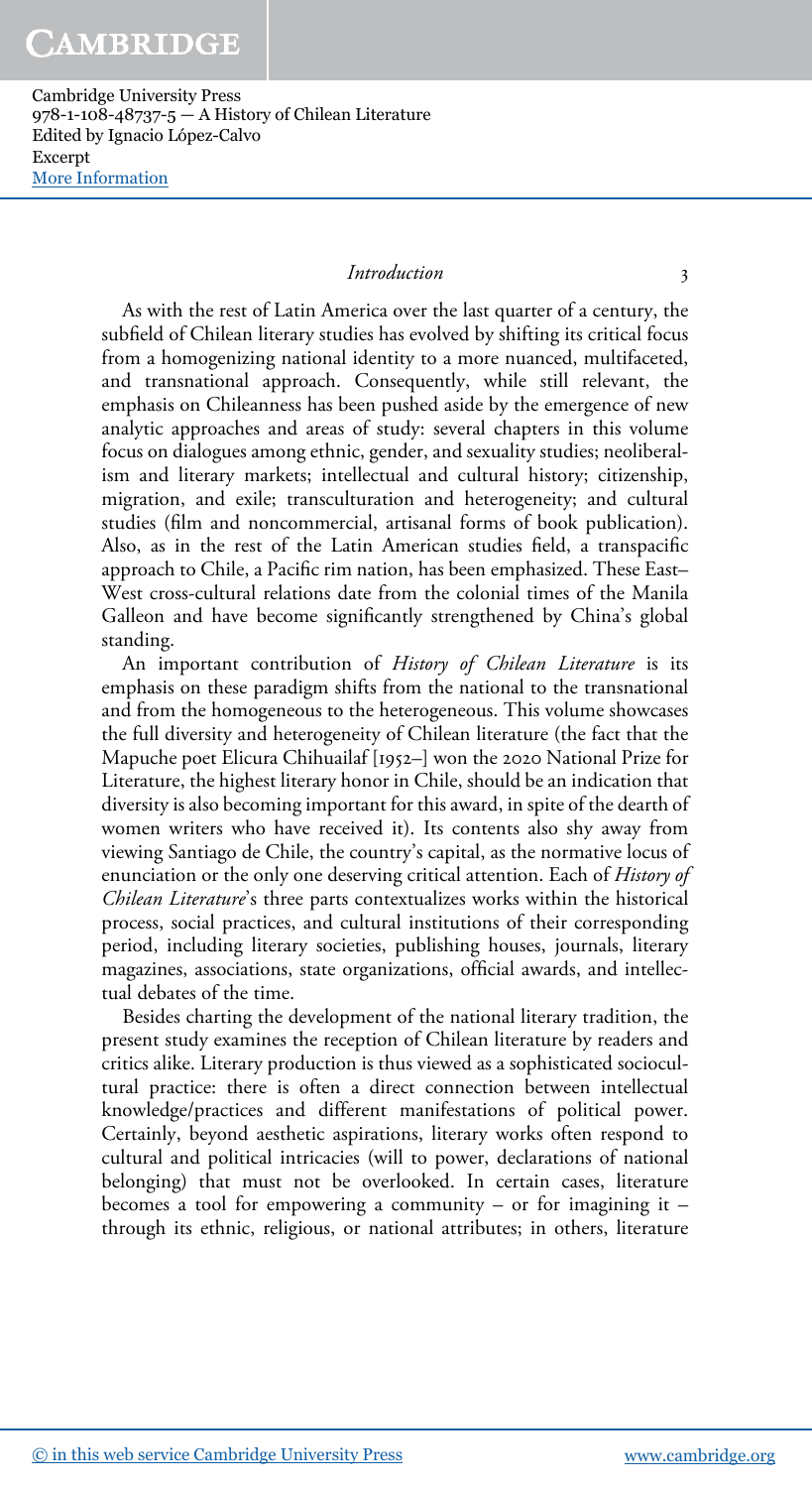As with the rest of Latin America over the last quarter of a century, the subfield of Chilean literary studies has evolved by shifting its critical focus from a homogenizing national identity to a more nuanced, multifaceted, and transnational approach. Consequently, while still relevant, the emphasis on Chileanness has been pushed aside by the emergence of new analytic approaches and areas of study: several chapters in this volume focus on dialogues among ethnic, gender, and sexuality studies; neoliberalism and literary markets; intellectual and cultural history; citizenship, migration, and exile; transculturation and heterogeneity; and cultural studies (film and noncommercial, artisanal forms of book publication). Also, as in the rest of the Latin American studies field, a transpacific approach to Chile, a Pacific rim nation, has been emphasized. These East–West cross-cultural relations date from the colonial times of the Manila Galleon and have become significantly strengthened by China's global standing.

An important contribution of *History of Chilean Literature* is its emphasis on these paradigm shifts from the national to the transnational and from the homogeneous to the heterogeneous. This volume showcases the full diversity and heterogeneity of Chilean literature (the fact that the Mapuche poet Elicura Chihuailaf [1952–] won the 2020 National Prize for Literature, the highest literary honor in Chile, should be an indication that diversity is also becoming important for this award, in spite of the dearth of women writers who have received it). Its contents also shy away from viewing Santiago de Chile, the country's capital, as the normative locus of enunciation or the only one deserving critical attention. Each of *History of Chilean Literature*'s three parts contextualizes works within the historical process, social practices, and cultural institutions of their corresponding period, including literary societies, publishing houses, journals, literary magazines, associations, state organizations, official awards, and intellectual debates of the time.

Besides charting the development of the national literary tradition, the present study examines the reception of Chilean literature by readers and critics alike. Literary production is thus viewed as a sophisticated sociocultural practice: there is often a direct connection between intellectual knowledge/practices and different manifestations of political power. Certainly, beyond aesthetic aspirations, literary works often respond to cultural and political intricacies (will to power, declarations of national belonging) that must not be overlooked. In certain cases, literature becomes a tool for empowering a community – or for imagining it – through its ethnic, religious, or national attributes; in others, literature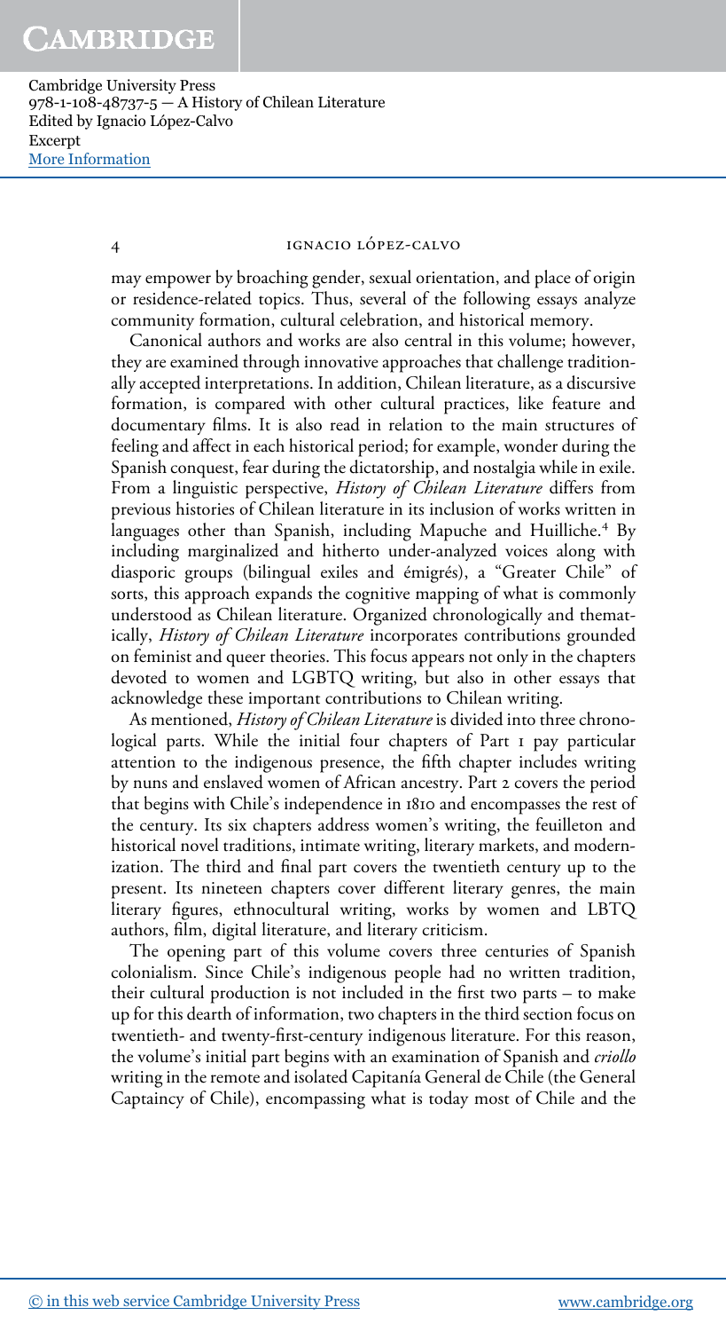may empower by broaching gender, sexual orientation, and place of origin or residence-related topics. Thus, several of the following essays analyze community formation, cultural celebration, and historical memory.

Canonical authors and works are also central in this volume; however, they are examined through innovative approaches that challenge traditionally accepted interpretations. In addition, Chilean literature, as a discursive formation, is compared with other cultural practices, like feature and documentary films. It is also read in relation to the main structures of feeling and affect in each historical period; for example, wonder during the Spanish conquest, fear during the dictatorship, and nostalgia while in exile. From a linguistic perspective, *History of Chilean Literature* differs from previous histories of Chilean literature in its inclusion of works written in languages other than Spanish, including Mapuche and Huilliche.[4] By including marginalized and hitherto under-analyzed voices along with diasporic groups (bilingual exiles and émigrés), a "Greater Chile" of sorts, this approach expands the cognitive mapping of what is commonly understood as Chilean literature. Organized chronologically and thematically, *History of Chilean Literature* incorporates contributions grounded on feminist and queer theories. This focus appears not only in the chapters devoted to women and LGBTQ writing, but also in other essays that acknowledge these important contributions to Chilean writing.

As mentioned, *History of Chilean Literature* is divided into three chronological parts. While the initial four chapters of Part 1 pay particular attention to the indigenous presence, the fifth chapter includes writing by nuns and enslaved women of African ancestry. Part 2 covers the period that begins with Chile's independence in 1810 and encompasses the rest of the century. Its six chapters address women's writing, the feuilleton and historical novel traditions, intimate writing, literary markets, and modernization. The third and final part covers the twentieth century up to the present. Its nineteen chapters cover different literary genres, the main literary figures, ethnocultural writing, works by women and LBTQ authors, film, digital literature, and literary criticism.

The opening part of this volume covers three centuries of Spanish colonialism. Since Chile's indigenous people had no written tradition, their cultural production is not included in the first two parts – to make up for this dearth of information, two chapters in the third section focus on twentieth- and twenty-first-century indigenous literature. For this reason, the volume's initial part begins with an examination of Spanish and *criollo* writing in the remote and isolated Capitanía General de Chile (the General Captaincy of Chile), encompassing what is today most of Chile and the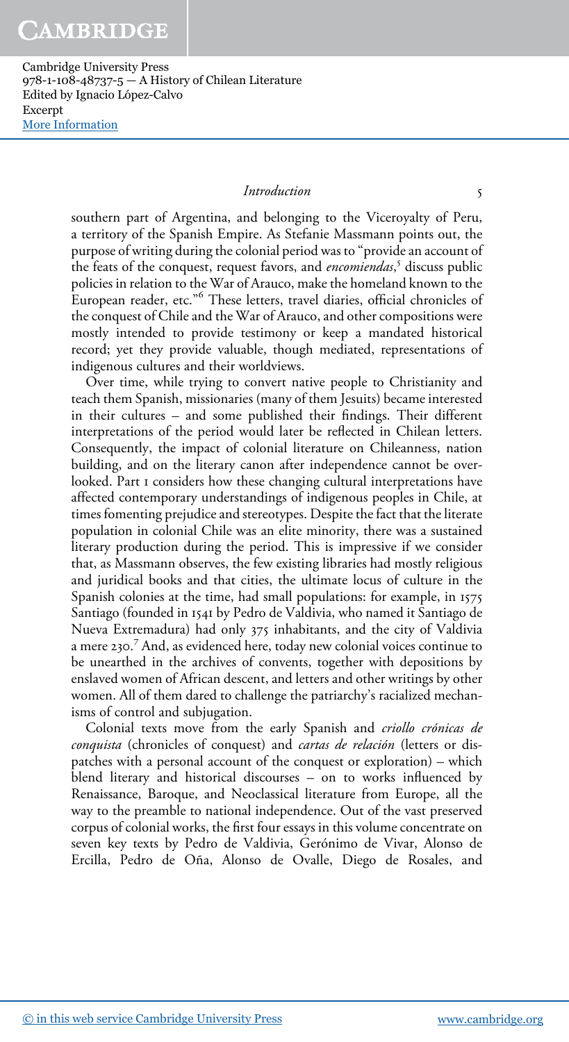southern part of Argentina, and belonging to the Viceroyalty of Peru, a territory of the Spanish Empire. As Stefanie Massmann points out, the purpose of writing during the colonial period was to "provide an account of the feats of the conquest, request favors, and *encomiendas*,[5] discuss public policies in relation to the War of Arauco, make the homeland known to the European reader, etc."[6] These letters, travel diaries, official chronicles of the conquest of Chile and the War of Arauco, and other compositions were mostly intended to provide testimony or keep a mandated historical record; yet they provide valuable, though mediated, representations of indigenous cultures and their worldviews.

Over time, while trying to convert native people to Christianity and teach them Spanish, missionaries (many of them Jesuits) became interested in their cultures – and some published their findings. Their different interpretations of the period would later be reflected in Chilean letters. Consequently, the impact of colonial literature on Chileanness, nation building, and on the literary canon after independence cannot be overlooked. Part I considers how these changing cultural interpretations have affected contemporary understandings of indigenous peoples in Chile, at times fomenting prejudice and stereotypes. Despite the fact that the literate population in colonial Chile was an elite minority, there was a sustained literary production during the period. This is impressive if we consider that, as Massmann observes, the few existing libraries had mostly religious and juridical books and that cities, the ultimate locus of culture in the Spanish colonies at the time, had small populations: for example, in 1575 Santiago (founded in 1541 by Pedro de Valdivia, who named it Santiago de Nueva Extremadura) had only 375 inhabitants, and the city of Valdivia a mere 230.[7] And, as evidenced here, today new colonial voices continue to be unearthed in the archives of convents, together with depositions by enslaved women of African descent, and letters and other writings by other women. All of them dared to challenge the patriarchy's racialized mechanisms of control and subjugation.

Colonial texts move from the early Spanish and *criollo crónicas de conquista* (chronicles of conquest) and *cartas de relación* (letters or dispatches with a personal account of the conquest or exploration) – which blend literary and historical discourses – on to works influenced by Renaissance, Baroque, and Neoclassical literature from Europe, all the way to the preamble to national independence. Out of the vast preserved corpus of colonial works, the first four essays in this volume concentrate on seven key texts by Pedro de Valdivia, Gerónimo de Vivar, Alonso de Ercilla, Pedro de Oña, Alonso de Ovalle, Diego de Rosales, and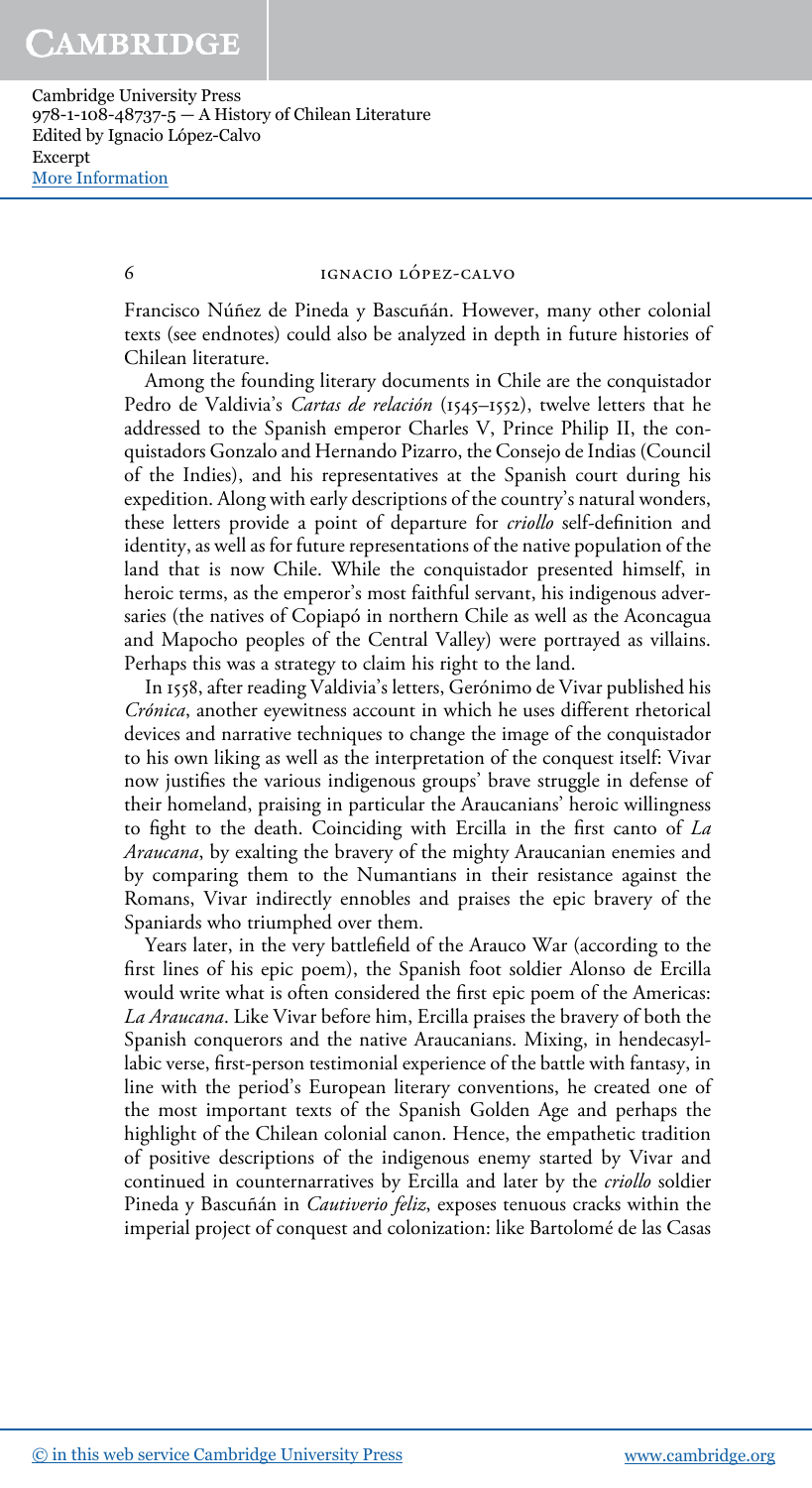Francisco Núñez de Pineda y Bascuñán. However, many other colonial texts (see endnotes) could also be analyzed in depth in future histories of Chilean literature.

Among the founding literary documents in Chile are the conquistador Pedro de Valdivia's *Cartas de relación* (1545–1552), twelve letters that he addressed to the Spanish emperor Charles V, Prince Philip II, the conquistadors Gonzalo and Hernando Pizarro, the Consejo de Indias (Council of the Indies), and his representatives at the Spanish court during his expedition. Along with early descriptions of the country's natural wonders, these letters provide a point of departure for *criollo* self-definition and identity, as well as for future representations of the native population of the land that is now Chile. While the conquistador presented himself, in heroic terms, as the emperor's most faithful servant, his indigenous adversaries (the natives of Copiapó in northern Chile as well as the Aconcagua and Mapocho peoples of the Central Valley) were portrayed as villains. Perhaps this was a strategy to claim his right to the land.

In 1558, after reading Valdivia's letters, Gerónimo de Vivar published his *Crónica*, another eyewitness account in which he uses different rhetorical devices and narrative techniques to change the image of the conquistador to his own liking as well as the interpretation of the conquest itself: Vivar now justifies the various indigenous groups' brave struggle in defense of their homeland, praising in particular the Araucanians' heroic willingness to fight to the death. Coinciding with Ercilla in the first canto of *La Araucana*, by exalting the bravery of the mighty Araucanian enemies and by comparing them to the Numantians in their resistance against the Romans, Vivar indirectly ennobles and praises the epic bravery of the Spaniards who triumphed over them.

Years later, in the very battlefield of the Arauco War (according to the first lines of his epic poem), the Spanish foot soldier Alonso de Ercilla would write what is often considered the first epic poem of the Americas: *La Araucana*. Like Vivar before him, Ercilla praises the bravery of both the Spanish conquerors and the native Araucanians. Mixing, in hendecasyllabic verse, first-person testimonial experience of the battle with fantasy, in line with the period's European literary conventions, he created one of the most important texts of the Spanish Golden Age and perhaps the highlight of the Chilean colonial canon. Hence, the empathetic tradition of positive descriptions of the indigenous enemy started by Vivar and continued in counternarratives by Ercilla and later by the *criollo* soldier Pineda y Bascuñán in *Cautiverio feliz*, exposes tenuous cracks within the imperial project of conquest and colonization: like Bartolomé de las Casas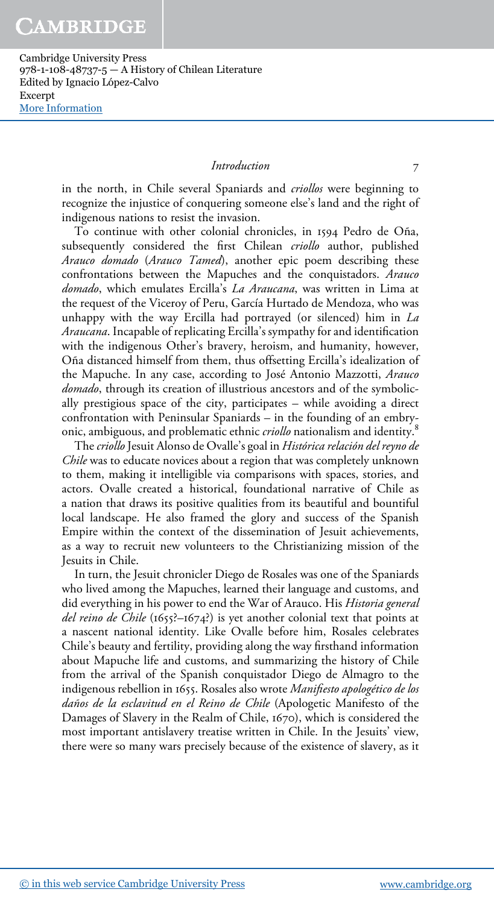in the north, in Chile several Spaniards and *criollos* were beginning to recognize the injustice of conquering someone else's land and the right of indigenous nations to resist the invasion.

To continue with other colonial chronicles, in 1594 Pedro de Oña, subsequently considered the first Chilean *criollo* author, published *Arauco domado* (*Arauco Tamed*), another epic poem describing these confrontations between the Mapuches and the conquistadors. *Arauco domado*, which emulates Ercilla's *La Araucana*, was written in Lima at the request of the Viceroy of Peru, García Hurtado de Mendoza, who was unhappy with the way Ercilla had portrayed (or silenced) him in *La Araucana*. Incapable of replicating Ercilla's sympathy for and identification with the indigenous Other's bravery, heroism, and humanity, however, Oña distanced himself from them, thus offsetting Ercilla's idealization of the Mapuche. In any case, according to José Antonio Mazzotti, *Arauco domado*, through its creation of illustrious ancestors and of the symbolically prestigious space of the city, participates – while avoiding a direct confrontation with Peninsular Spaniards – in the founding of an embryonic, ambiguous, and problematic ethnic *criollo* nationalism and identity.[8]

The *criollo* Jesuit Alonso de Ovalle's goal in *Histórica relación del reyno de Chile* was to educate novices about a region that was completely unknown to them, making it intelligible via comparisons with spaces, stories, and actors. Ovalle created a historical, foundational narrative of Chile as a nation that draws its positive qualities from its beautiful and bountiful local landscape. He also framed the glory and success of the Spanish Empire within the context of the dissemination of Jesuit achievements, as a way to recruit new volunteers to the Christianizing mission of the Jesuits in Chile.

In turn, the Jesuit chronicler Diego de Rosales was one of the Spaniards who lived among the Mapuches, learned their language and customs, and did everything in his power to end the War of Arauco. His *Historia general del reino de Chile* (1655?–1674?) is yet another colonial text that points at a nascent national identity. Like Ovalle before him, Rosales celebrates Chile's beauty and fertility, providing along the way firsthand information about Mapuche life and customs, and summarizing the history of Chile from the arrival of the Spanish conquistador Diego de Almagro to the indigenous rebellion in 1655. Rosales also wrote *Manifiesto apologético de los daños de la esclavitud en el Reino de Chile* (Apologetic Manifesto of the Damages of Slavery in the Realm of Chile, 1670), which is considered the most important antislavery treatise written in Chile. In the Jesuits' view, there were so many wars precisely because of the existence of slavery, as it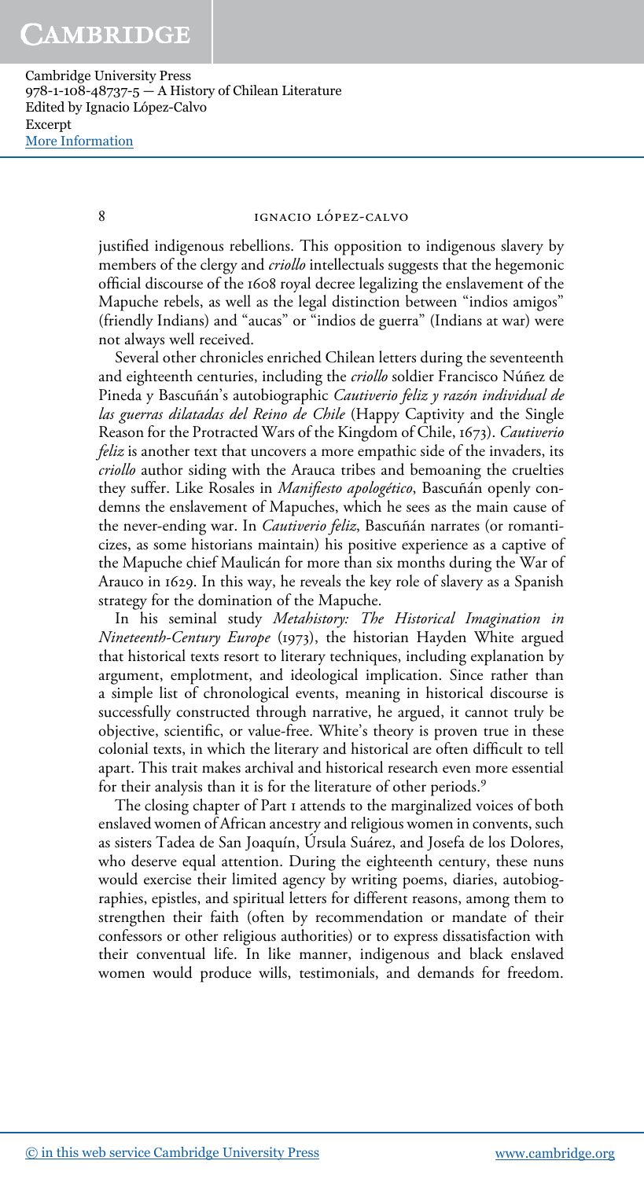justified indigenous rebellions. This opposition to indigenous slavery by members of the clergy and *criollo* intellectuals suggests that the hegemonic official discourse of the 1608 royal decree legalizing the enslavement of the Mapuche rebels, as well as the legal distinction between "indios amigos" (friendly Indians) and "aucas" or "indios de guerra" (Indians at war) were not always well received.

Several other chronicles enriched Chilean letters during the seventeenth and eighteenth centuries, including the *criollo* soldier Francisco Núñez de Pineda y Bascuñán's autobiographic *Cautiverio feliz y razón individual de las guerras dilatadas del Reino de Chile* (Happy Captivity and the Single Reason for the Protracted Wars of the Kingdom of Chile, 1673). *Cautiverio feliz* is another text that uncovers a more empathic side of the invaders, its *criollo* author siding with the Arauca tribes and bemoaning the cruelties they suffer. Like Rosales in *Manifiesto apologético*, Bascuñán openly condemns the enslavement of Mapuches, which he sees as the main cause of the never-ending war. In *Cautiverio feliz*, Bascuñán narrates (or romanticizes, as some historians maintain) his positive experience as a captive of the Mapuche chief Maulicán for more than six months during the War of Arauco in 1629. In this way, he reveals the key role of slavery as a Spanish strategy for the domination of the Mapuche.

In his seminal study *Metahistory: The Historical Imagination in Nineteenth-Century Europe* (1973), the historian Hayden White argued that historical texts resort to literary techniques, including explanation by argument, emplotment, and ideological implication. Since rather than a simple list of chronological events, meaning in historical discourse is successfully constructed through narrative, he argued, it cannot truly be objective, scientific, or value-free. White's theory is proven true in these colonial texts, in which the literary and historical are often difficult to tell apart. This trait makes archival and historical research even more essential for their analysis than it is for the literature of other periods.[9]

The closing chapter of Part 1 attends to the marginalized voices of both enslaved women of African ancestry and religious women in convents, such as sisters Tadea de San Joaquín, Úrsula Suárez, and Josefa de los Dolores, who deserve equal attention. During the eighteenth century, these nuns would exercise their limited agency by writing poems, diaries, autobiographies, epistles, and spiritual letters for different reasons, among them to strengthen their faith (often by recommendation or mandate of their confessors or other religious authorities) or to express dissatisfaction with their conventual life. In like manner, indigenous and black enslaved women would produce wills, testimonials, and demands for freedom.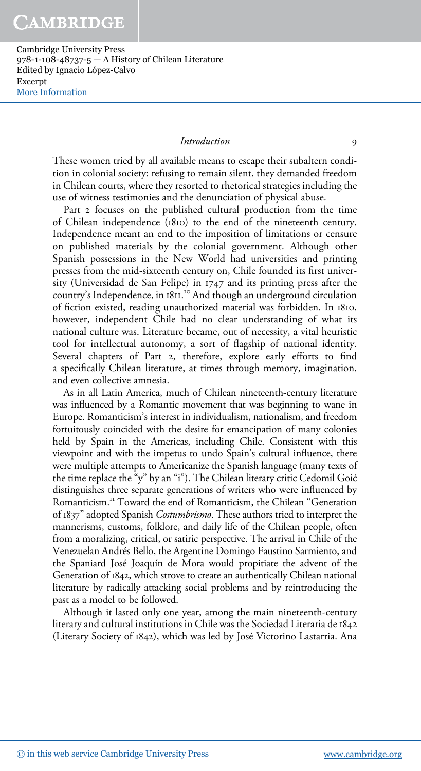These women tried by all available means to escape their subaltern condition in colonial society: refusing to remain silent, they demanded freedom in Chilean courts, where they resorted to rhetorical strategies including the use of witness testimonies and the denunciation of physical abuse.

Part 2 focuses on the published cultural production from the time of Chilean independence (1810) to the end of the nineteenth century. Independence meant an end to the imposition of limitations or censure on published materials by the colonial government. Although other Spanish possessions in the New World had universities and printing presses from the mid-sixteenth century on, Chile founded its first university (Universidad de San Felipe) in 1747 and its printing press after the country's Independence, in 1811.[10] And though an underground circulation of fiction existed, reading unauthorized material was forbidden. In 1810, however, independent Chile had no clear understanding of what its national culture was. Literature became, out of necessity, a vital heuristic tool for intellectual autonomy, a sort of flagship of national identity. Several chapters of Part 2, therefore, explore early efforts to find a specifically Chilean literature, at times through memory, imagination, and even collective amnesia.

As in all Latin America, much of Chilean nineteenth-century literature was influenced by a Romantic movement that was beginning to wane in Europe. Romanticism's interest in individualism, nationalism, and freedom fortuitously coincided with the desire for emancipation of many colonies held by Spain in the Americas, including Chile. Consistent with this viewpoint and with the impetus to undo Spain's cultural influence, there were multiple attempts to Americanize the Spanish language (many texts of the time replace the "y" by an "i"). The Chilean literary critic Cedomil Goić distinguishes three separate generations of writers who were influenced by Romanticism.[11] Toward the end of Romanticism, the Chilean "Generation of 1837" adopted Spanish *Costumbrismo*. These authors tried to interpret the mannerisms, customs, folklore, and daily life of the Chilean people, often from a moralizing, critical, or satiric perspective. The arrival in Chile of the Venezuelan Andrés Bello, the Argentine Domingo Faustino Sarmiento, and the Spaniard José Joaquín de Mora would propitiate the advent of the Generation of 1842, which strove to create an authentically Chilean national literature by radically attacking social problems and by reintroducing the past as a model to be followed.

Although it lasted only one year, among the main nineteenth-century literary and cultural institutions in Chile was the Sociedad Literaria de 1842 (Literary Society of 1842), which was led by José Victorino Lastarria. Ana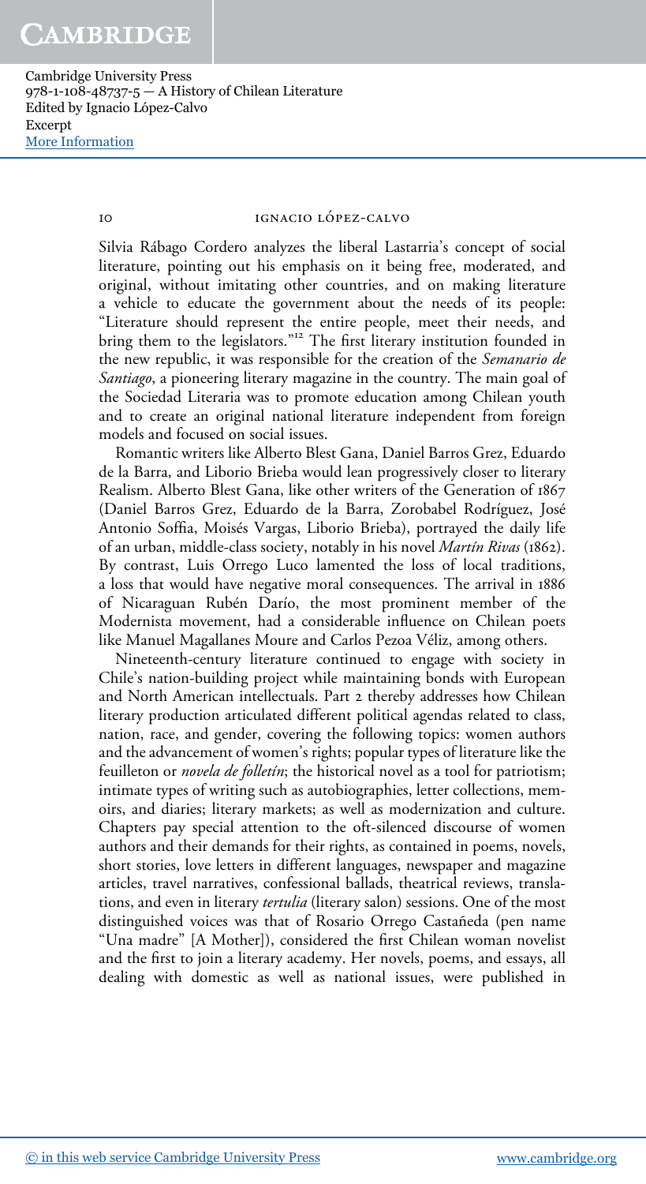Silvia Rábago Cordero analyzes the liberal Lastarria's concept of social literature, pointing out his emphasis on it being free, moderated, and original, without imitating other countries, and on making literature a vehicle to educate the government about the needs of its people: "Literature should represent the entire people, meet their needs, and bring them to the legislators."[12] The first literary institution founded in the new republic, it was responsible for the creation of the *Semanario de Santiago*, a pioneering literary magazine in the country. The main goal of the Sociedad Literaria was to promote education among Chilean youth and to create an original national literature independent from foreign models and focused on social issues.

Romantic writers like Alberto Blest Gana, Daniel Barros Grez, Eduardo de la Barra, and Liborio Brieba would lean progressively closer to literary Realism. Alberto Blest Gana, like other writers of the Generation of 1867 (Daniel Barros Grez, Eduardo de la Barra, Zorobabel Rodríguez, José Antonio Soffia, Moisés Vargas, Liborio Brieba), portrayed the daily life of an urban, middle-class society, notably in his novel *Martín Rivas* (1862). By contrast, Luis Orrego Luco lamented the loss of local traditions, a loss that would have negative moral consequences. The arrival in 1886 of Nicaraguan Rubén Darío, the most prominent member of the Modernista movement, had a considerable influence on Chilean poets like Manuel Magallanes Moure and Carlos Pezoa Véliz, among others.

Nineteenth-century literature continued to engage with society in Chile's nation-building project while maintaining bonds with European and North American intellectuals. Part 2 thereby addresses how Chilean literary production articulated different political agendas related to class, nation, race, and gender, covering the following topics: women authors and the advancement of women's rights; popular types of literature like the feuilleton or *novela de folletín*; the historical novel as a tool for patriotism; intimate types of writing such as autobiographies, letter collections, memoirs, and diaries; literary markets; as well as modernization and culture. Chapters pay special attention to the oft-silenced discourse of women authors and their demands for their rights, as contained in poems, novels, short stories, love letters in different languages, newspaper and magazine articles, travel narratives, confessional ballads, theatrical reviews, translations, and even in literary *tertulia* (literary salon) sessions. One of the most distinguished voices was that of Rosario Orrego Castañeda (pen name "Una madre" [A Mother]), considered the first Chilean woman novelist and the first to join a literary academy. Her novels, poems, and essays, all dealing with domestic as well as national issues, were published in